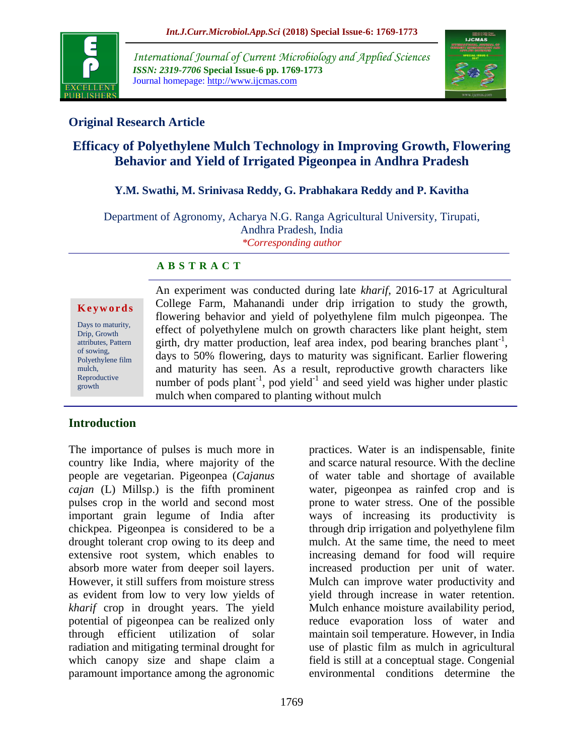## Original Research Article

# Efficacy of Polyethylene Mulch Technology in Improving Growth, Flowering Behavior and Yield of Irrigated Pigeonpea in Andhra Pradesh

**Y.M. Swathi, M. Srinivasa Reddy, G. Prabhakara Reddy and P. Kavitha**

Department of Agronomy, Acharya N.G. Ranga Agricultural University, Tirupati, Andhra Pradesh, India

*\*Corresponding author*

### A B S T R A C T

**Keywords**

Days to maturity, Drip, Growth attributes, Pattern of sowing, Polyethylene film mulch, Reproductive growth

An experiment was conducted during late *kharif*, 2016-17 at Agricultural College Farm, Mahanandi under drip irrigation to study the growth, flowering behavior and yield of polyethylene film mulch pigeonpea. The effect of polyethylene mulch on growth characters like plant height, stem girth, dry matter production, leaf area index, pod bearing branches plant$^{-1}$, days to 50% flowering, days to maturity was significant. Earlier flowering and maturity has seen. As a result, reproductive growth characters like number of pods plant$^{-1}$, pod yield$^{-1}$ and seed yield was higher under plastic mulch when compared to planting without mulch

## Introduction

The importance of pulses is much more in country like India, where majority of the people are vegetarian. Pigeonpea (*Cajanus cajan* (L) Millsp.) is the fifth prominent pulses crop in the world and second most important grain legume of India after chickpea. Pigeonpea is considered to be a drought tolerant crop owing to its deep and extensive root system, which enables to absorb more water from deeper soil layers. However, it still suffers from moisture stress as evident from low to very low yields of *kharif* crop in drought years. The yield potential of pigeonpea can be realized only through efficient utilization of solar radiation and mitigating terminal drought for which canopy size and shape claim a paramount importance among the agronomic practices. Water is an indispensable, finite and scarce natural resource. With the decline of water table and shortage of available water, pigeonpea as rainfed crop and is prone to water stress. One of the possible ways of increasing its productivity is through drip irrigation and polyethylene film mulch. At the same time, the need to meet increasing demand for food will require increased production per unit of water. Mulch can improve water productivity and yield through increase in water retention. Mulch enhance moisture availability period, reduce evaporation loss of water and maintain soil temperature. However, in India use of plastic film as mulch in agricultural field is still at a conceptual stage. Congenial environmental conditions determine the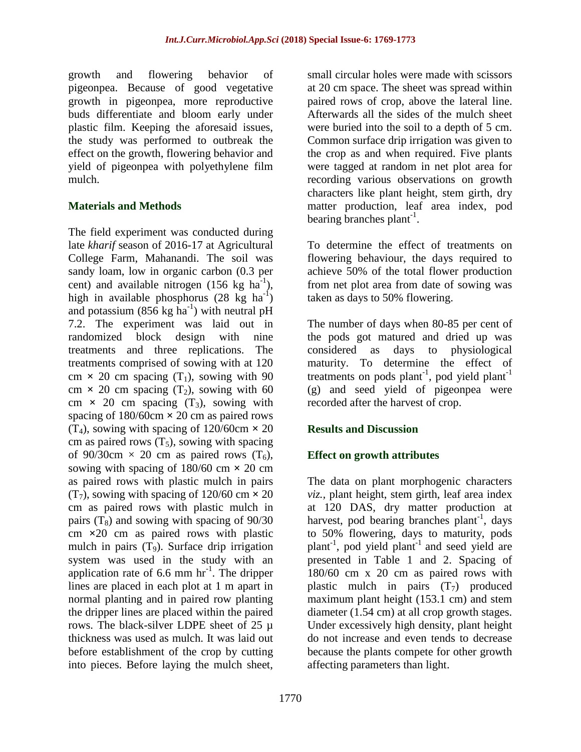growth and flowering behavior of pigeonpea. Because of good vegetative growth in pigeonpea, more reproductive buds differentiate and bloom early under plastic film. Keeping the aforesaid issues, the study was performed to outbreak the effect on the growth, flowering behavior and yield of pigeonpea with polyethylene film mulch.

## Materials and Methods

The field experiment was conducted during late *kharif* season of 2016-17 at Agricultural College Farm, Mahanandi. The soil was sandy loam, low in organic carbon (0.3 per cent) and available nitrogen (156 kg $ha^{-1}$), high in available phosphorus (28 kg $ha^{-1}$) and potassium (856 kg $ha^{-1}$) with neutral pH 7.2. The experiment was laid out in randomized block design with nine treatments and three replications. The treatments comprised of sowing with at 120 cm × 20 cm spacing ($T_1$), sowing with 90 cm × 20 cm spacing ($T_2$), sowing with 60 cm × 20 cm spacing ($T_3$), sowing with spacing of 180/60cm × 20 cm as paired rows ($T_4$), sowing with spacing of 120/60cm × 20 cm as paired rows ($T_5$), sowing with spacing of 90/30cm × 20 cm as paired rows ($T_6$), sowing with spacing of 180/60 cm × 20 cm as paired rows with plastic mulch in pairs ($T_7$), sowing with spacing of 120/60 cm × 20 cm as paired rows with plastic mulch in pairs ($T_8$) and sowing with spacing of 90/30 cm ×20 cm as paired rows with plastic mulch in pairs ($T_9$). Surface drip irrigation system was used in the study with an application rate of 6.6 mm $hr^{-1}$. The dripper lines are placed in each plot at 1 m apart in normal planting and in paired row planting the dripper lines are placed within the paired rows. The black-silver LDPE sheet of 25 µ thickness was used as mulch. It was laid out before establishment of the crop by cutting into pieces. Before laying the mulch sheet, small circular holes were made with scissors at 20 cm space. The sheet was spread within paired rows of crop, above the lateral line. Afterwards all the sides of the mulch sheet were buried into the soil to a depth of 5 cm. Common surface drip irrigation was given to the crop as and when required. Five plants were tagged at random in net plot area for recording various observations on growth characters like plant height, stem girth, dry matter production, leaf area index, pod bearing branches $plant^{-1}$.

To determine the effect of treatments on flowering behaviour, the days required to achieve 50% of the total flower production from net plot area from date of sowing was taken as days to 50% flowering.

The number of days when 80-85 per cent of the pods got matured and dried up was considered as days to physiological maturity. To determine the effect of treatments on pods $plant^{-1}$, pod yield $plant^{-1}$ (g) and seed yield of pigeonpea were recorded after the harvest of crop.

## Results and Discussion

### Effect on growth attributes

The data on plant morphogenic characters *viz.,* plant height, stem girth, leaf area index at 120 DAS, dry matter production at harvest, pod bearing branches $plant^{-1}$, days to 50% flowering, days to maturity, pods $plant^{-1}$, pod yield $plant^{-1}$ and seed yield are presented in Table 1 and 2. Spacing of 180/60 cm x 20 cm as paired rows with plastic mulch in pairs ($T_7$) produced maximum plant height (153.1 cm) and stem diameter (1.54 cm) at all crop growth stages. Under excessively high density, plant height do not increase and even tends to decrease because the plants compete for other growth affecting parameters than light.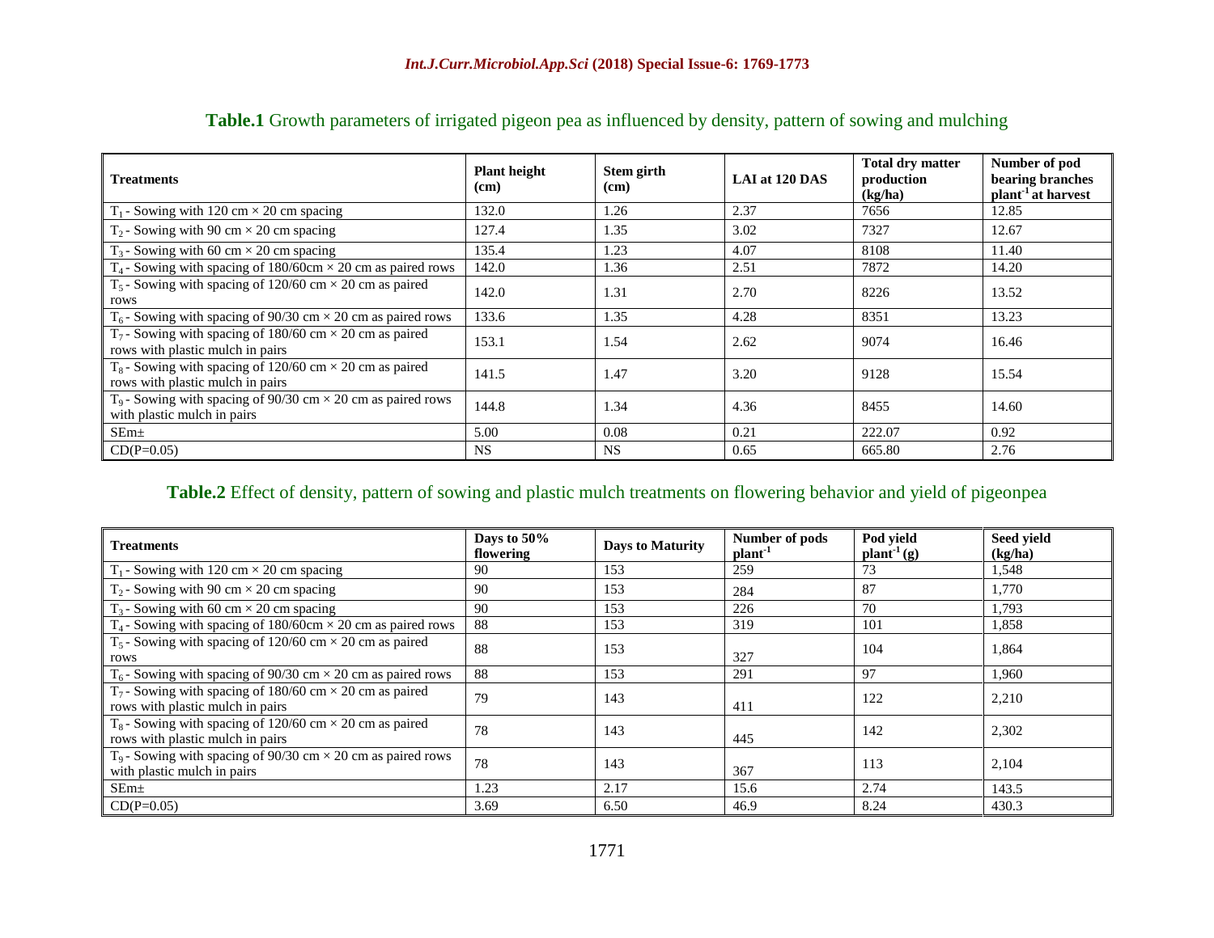**Table.1** Growth parameters of irrigated pigeon pea as influenced by density, pattern of sowing and mulching

| Treatments | Plant height (cm) | Stem girth (cm) | LAI at 120 DAS | Total dry matter production (kg/ha) | Number of pod bearing branches plant$^{-1}$ at harvest |
|---|---|---|---|---|---|
| $T_1$ - Sowing with 120 cm × 20 cm spacing | 132.0 | 1.26 | 2.37 | 7656 | 12.85 |
| $T_2$ - Sowing with 90 cm × 20 cm spacing | 127.4 | 1.35 | 3.02 | 7327 | 12.67 |
| $T_3$ - Sowing with 60 cm × 20 cm spacing | 135.4 | 1.23 | 4.07 | 8108 | 11.40 |
| $T_4$ - Sowing with spacing of 180/60cm × 20 cm as paired rows | 142.0 | 1.36 | 2.51 | 7872 | 14.20 |
| $T_5$ - Sowing with spacing of 120/60 cm × 20 cm as paired rows | 142.0 | 1.31 | 2.70 | 8226 | 13.52 |
| $T_6$ - Sowing with spacing of 90/30 cm × 20 cm as paired rows | 133.6 | 1.35 | 4.28 | 8351 | 13.23 |
| $T_7$ - Sowing with spacing of 180/60 cm × 20 cm as paired rows with plastic mulch in pairs | 153.1 | 1.54 | 2.62 | 9074 | 16.46 |
| $T_8$ - Sowing with spacing of 120/60 cm × 20 cm as paired rows with plastic mulch in pairs | 141.5 | 1.47 | 3.20 | 9128 | 15.54 |
| $T_9$ - Sowing with spacing of 90/30 cm × 20 cm as paired rows with plastic mulch in pairs | 144.8 | 1.34 | 4.36 | 8455 | 14.60 |
| SEm± | 5.00 | 0.08 | 0.21 | 222.07 | 0.92 |
| CD(P=0.05) | NS | NS | 0.65 | 665.80 | 2.76 |

**Table.2** Effect of density, pattern of sowing and plastic mulch treatments on flowering behavior and yield of pigeonpea

| Treatments | Days to 50% flowering | Days to Maturity | Number of pods plant$^{-1}$ | Pod yield plant$^{-1}$ (g) | Seed yield (kg/ha) |
|---|---|---|---|---|---|
| $T_1$ - Sowing with 120 cm × 20 cm spacing | 90 | 153 | 259 | 73 | 1,548 |
| $T_2$ - Sowing with 90 cm × 20 cm spacing | 90 | 153 | 284 | 87 | 1,770 |
| $T_3$ - Sowing with 60 cm × 20 cm spacing | 90 | 153 | 226 | 70 | 1,793 |
| $T_4$ - Sowing with spacing of 180/60cm × 20 cm as paired rows | 88 | 153 | 319 | 101 | 1,858 |
| $T_5$ - Sowing with spacing of 120/60 cm × 20 cm as paired rows | 88 | 153 | 327 | 104 | 1,864 |
| $T_6$ - Sowing with spacing of 90/30 cm × 20 cm as paired rows | 88 | 153 | 291 | 97 | 1,960 |
| $T_7$ - Sowing with spacing of 180/60 cm × 20 cm as paired rows with plastic mulch in pairs | 79 | 143 | 411 | 122 | 2,210 |
| $T_8$ - Sowing with spacing of 120/60 cm × 20 cm as paired rows with plastic mulch in pairs | 78 | 143 | 445 | 142 | 2,302 |
| $T_9$ - Sowing with spacing of 90/30 cm × 20 cm as paired rows with plastic mulch in pairs | 78 | 143 | 367 | 113 | 2,104 |
| SEm± | 1.23 | 2.17 | 15.6 | 2.74 | 143.5 |
| CD(P=0.05) | 3.69 | 6.50 | 46.9 | 8.24 | 430.3 |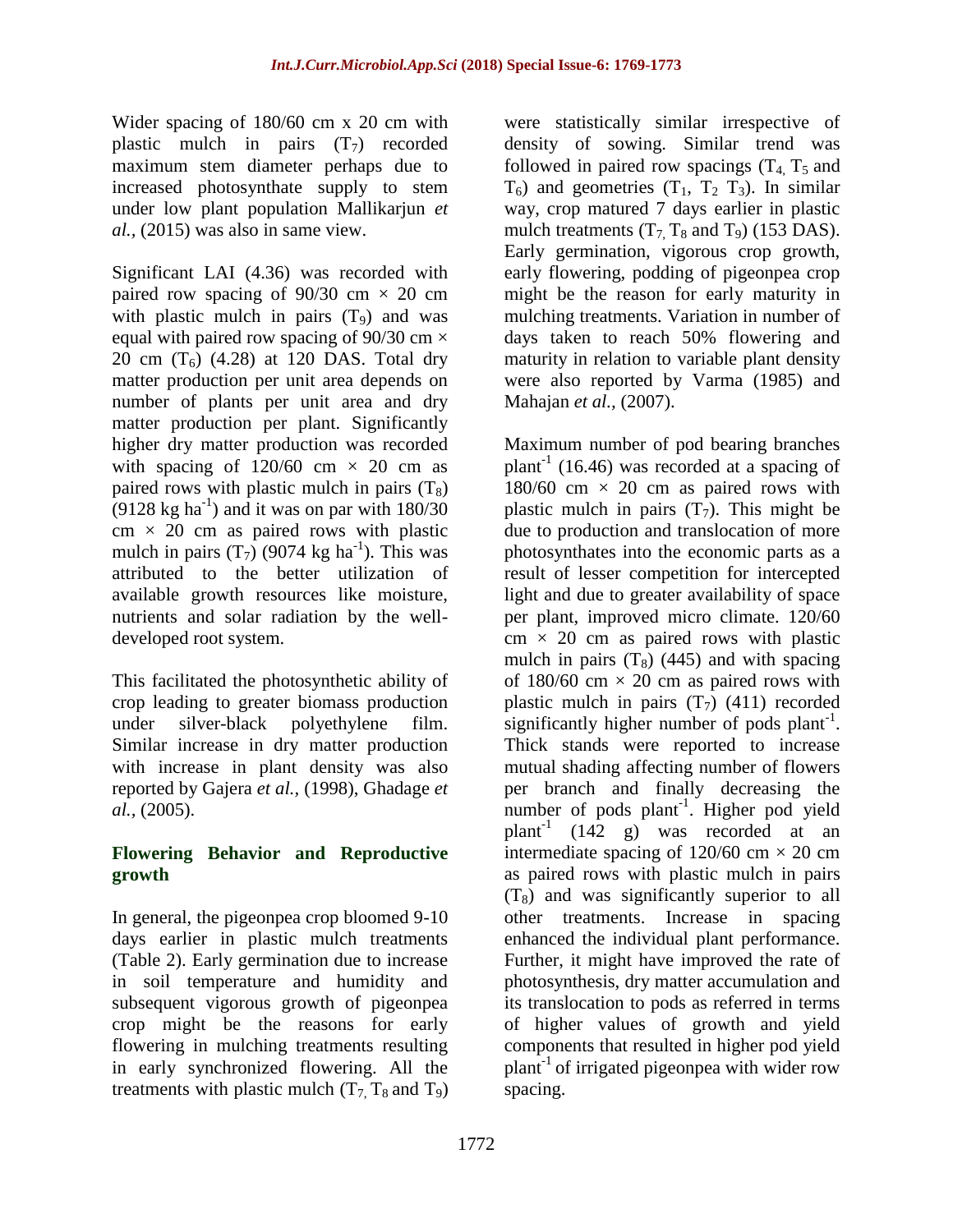Wider spacing of 180/60 cm x 20 cm with plastic mulch in pairs ($T_7$) recorded maximum stem diameter perhaps due to increased photosynthate supply to stem under low plant population Mallikarjun *et al.,* (2015) was also in same view.

Significant LAI (4.36) was recorded with paired row spacing of 90/30 cm × 20 cm with plastic mulch in pairs ($T_9$) and was equal with paired row spacing of 90/30 cm × 20 cm ($T_6$) (4.28) at 120 DAS. Total dry matter production per unit area depends on number of plants per unit area and dry matter production per plant. Significantly higher dry matter production was recorded with spacing of 120/60 cm × 20 cm as paired rows with plastic mulch in pairs ($T_8$) (9128 kg $ha^{-1}$) and it was on par with 180/30 cm × 20 cm as paired rows with plastic mulch in pairs ($T_7$) (9074 kg $ha^{-1}$). This was attributed to the better utilization of available growth resources like moisture, nutrients and solar radiation by the well-developed root system.

This facilitated the photosynthetic ability of crop leading to greater biomass production under silver-black polyethylene film. Similar increase in dry matter production with increase in plant density was also reported by Gajera *et al.,* (1998), Ghadage *et al.,* (2005).

## Flowering Behavior and Reproductive growth

In general, the pigeonpea crop bloomed 9-10 days earlier in plastic mulch treatments (Table 2). Early germination due to increase in soil temperature and humidity and subsequent vigorous growth of pigeonpea crop might be the reasons for early flowering in mulching treatments resulting in early synchronized flowering. All the treatments with plastic mulch ($T_7$, $T_8$ and $T_9$) were statistically similar irrespective of density of sowing. Similar trend was followed in paired row spacings ($T_4$, $T_5$ and $T_6$) and geometries ($T_1$, $T_2$ $T_3$). In similar way, crop matured 7 days earlier in plastic mulch treatments ($T_7$, $T_8$ and $T_9$) (153 DAS). Early germination, vigorous crop growth, early flowering, podding of pigeonpea crop might be the reason for early maturity in mulching treatments. Variation in number of days taken to reach 50% flowering and maturity in relation to variable plant density were also reported by Varma (1985) and Mahajan *et al.,* (2007).

Maximum number of pod bearing branches $plant^{-1}$ (16.46) was recorded at a spacing of 180/60 cm × 20 cm as paired rows with plastic mulch in pairs ($T_7$). This might be due to production and translocation of more photosynthates into the economic parts as a result of lesser competition for intercepted light and due to greater availability of space per plant, improved micro climate. 120/60 cm × 20 cm as paired rows with plastic mulch in pairs ($T_8$) (445) and with spacing of 180/60 cm × 20 cm as paired rows with plastic mulch in pairs ($T_7$) (411) recorded significantly higher number of pods $plant^{-1}$. Thick stands were reported to increase mutual shading affecting number of flowers per branch and finally decreasing the number of pods $plant^{-1}$. Higher pod yield $plant^{-1}$ (142 g) was recorded at an intermediate spacing of 120/60 cm × 20 cm as paired rows with plastic mulch in pairs ($T_8$) and was significantly superior to all other treatments. Increase in spacing enhanced the individual plant performance. Further, it might have improved the rate of photosynthesis, dry matter accumulation and its translocation to pods as referred in terms of higher values of growth and yield components that resulted in higher pod yield $plant^{-1}$ of irrigated pigeonpea with wider row spacing.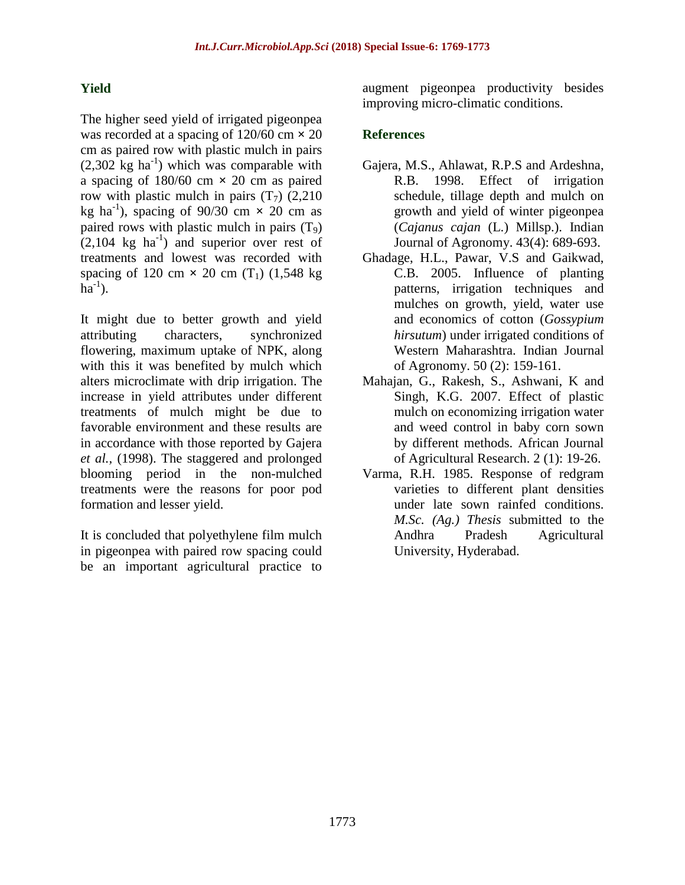## Yield

The higher seed yield of irrigated pigeonpea was recorded at a spacing of 120/60 cm × 20 cm as paired row with plastic mulch in pairs (2,302 kg $ha^{-1}$) which was comparable with a spacing of 180/60 cm × 20 cm as paired row with plastic mulch in pairs ($T_7$) (2,210 kg $ha^{-1}$), spacing of 90/30 cm × 20 cm as paired rows with plastic mulch in pairs ($T_9$) (2,104 kg $ha^{-1}$) and superior over rest of treatments and lowest was recorded with spacing of 120 cm × 20 cm ($T_1$) (1,548 kg $ha^{-1}$).

It might due to better growth and yield attributing characters, synchronized flowering, maximum uptake of NPK, along with this it was benefited by mulch which alters microclimate with drip irrigation. The increase in yield attributes under different treatments of mulch might be due to favorable environment and these results are in accordance with those reported by Gajera *et al.,* (1998). The staggered and prolonged blooming period in the non-mulched treatments were the reasons for poor pod formation and lesser yield.

It is concluded that polyethylene film mulch in pigeonpea with paired row spacing could be an important agricultural practice to augment pigeonpea productivity besides improving micro-climatic conditions.

## References

Gajera, M.S., Ahlawat, R.P.S and Ardeshna, R.B. 1998. Effect of irrigation schedule, tillage depth and mulch on growth and yield of winter pigeonpea (*Cajanus cajan* (L.) Millsp.). Indian Journal of Agronomy. 43(4): 689-693.

Ghadage, H.L., Pawar, V.S and Gaikwad, C.B. 2005. Influence of planting patterns, irrigation techniques and mulches on growth, yield, water use and economics of cotton (*Gossypium hirsutum*) under irrigated conditions of Western Maharashtra. Indian Journal of Agronomy. 50 (2): 159-161.

Mahajan, G., Rakesh, S., Ashwani, K and Singh, K.G. 2007. Effect of plastic mulch on economizing irrigation water and weed control in baby corn sown by different methods. African Journal of Agricultural Research. 2 (1): 19-26.

Varma, R.H. 1985. Response of redgram varieties to different plant densities under late sown rainfed conditions. *M.Sc. (Ag.) Thesis* submitted to the Andhra Pradesh Agricultural University, Hyderabad.